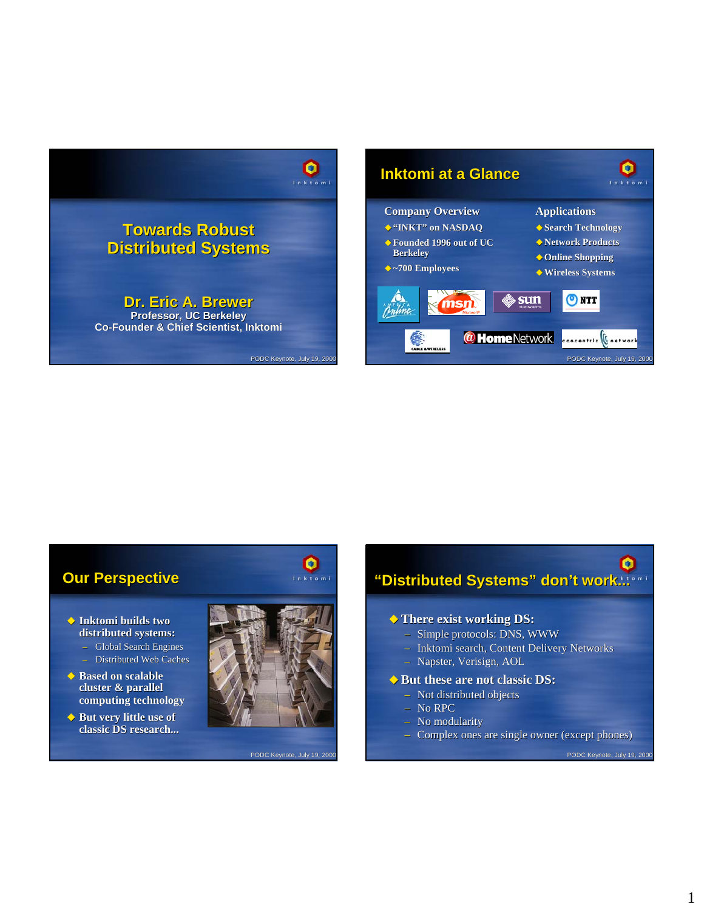# Towards Robust Distributed Systems

**Dr. Eric A. Brewer**
Professor, UC Berkeley
Co-Founder & Chief Scientist, Inktomi

## Inktomi at a Glance

**Company Overview**
- "INKT" on NASDAQ
- Founded 1996 out of UC Berkeley
- ~700 Employees

**Applications**
- Search Technology
- Network Products
- Online Shopping
- Wireless Systems

## Our Perspective

- Inktomi builds two distributed systems:
  - Global Search Engines
  - Distributed Web Caches
- Based on scalable cluster & parallel computing technology
- But very little use of classic DS research...

## "Distributed Systems" don't work...

- There exist working DS:
  - Simple protocols: DNS, WWW
  - Inktomi search, Content Delivery Networks
  - Napster, Verisign, AOL
- But these are not classic DS:
  - Not distributed objects
  - No RPC
  - No modularity
  - Complex ones are single owner (except phones)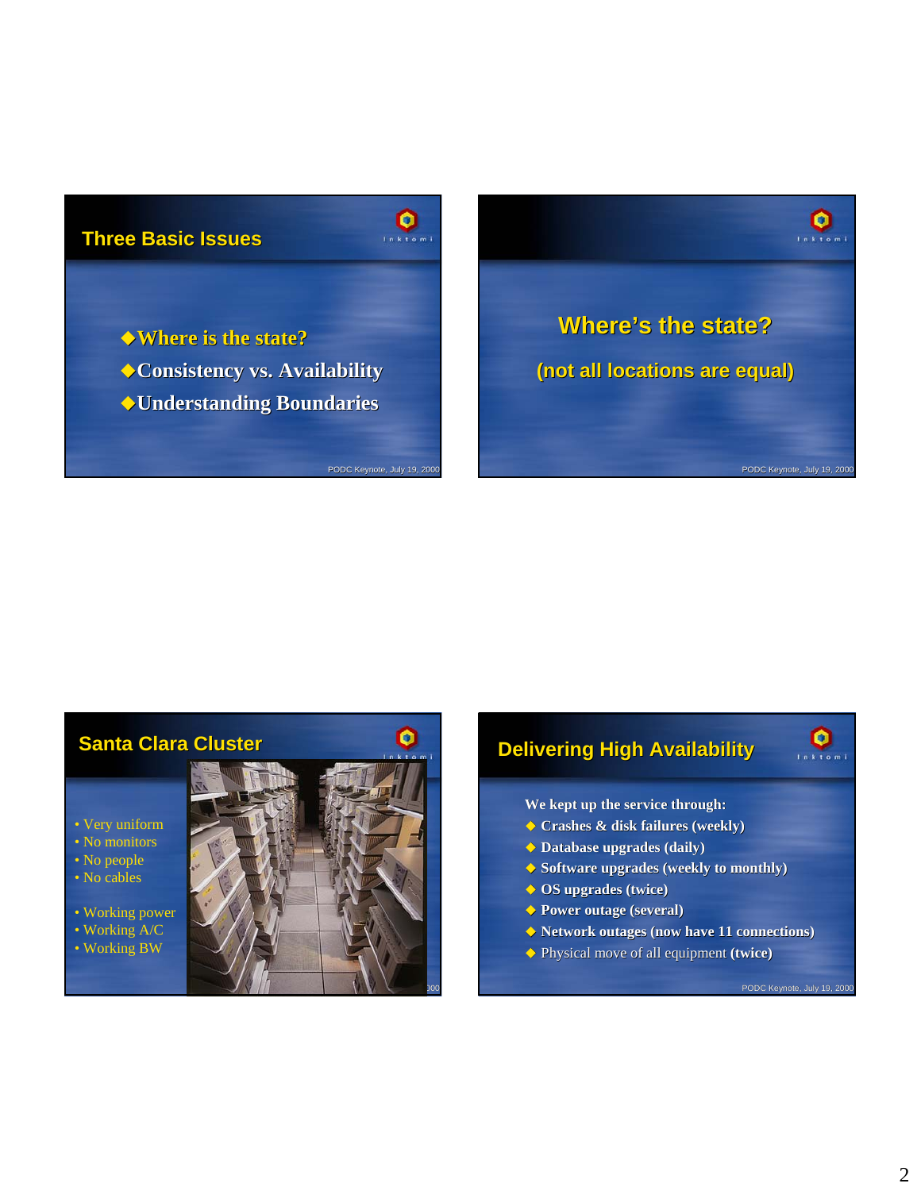## Three Basic Issues

- ◆Where is the state?
- ◆Consistency vs. Availability
- ◆Understanding Boundaries

## Where's the state?

(not all locations are equal)

## Santa Clara Cluster

- Very uniform
- No monitors
- No people
- No cables

- Working power
- Working A/C
- Working BW

## Delivering High Availability

We kept up the service through:

- ◆ Crashes & disk failures (weekly)
- ◆ Database upgrades (daily)
- ◆ Software upgrades (weekly to monthly)
- ◆ OS upgrades (twice)
- ◆ Power outage (several)
- ◆ Network outages (now have 11 connections)
- ◆ Physical move of all equipment **(twice)**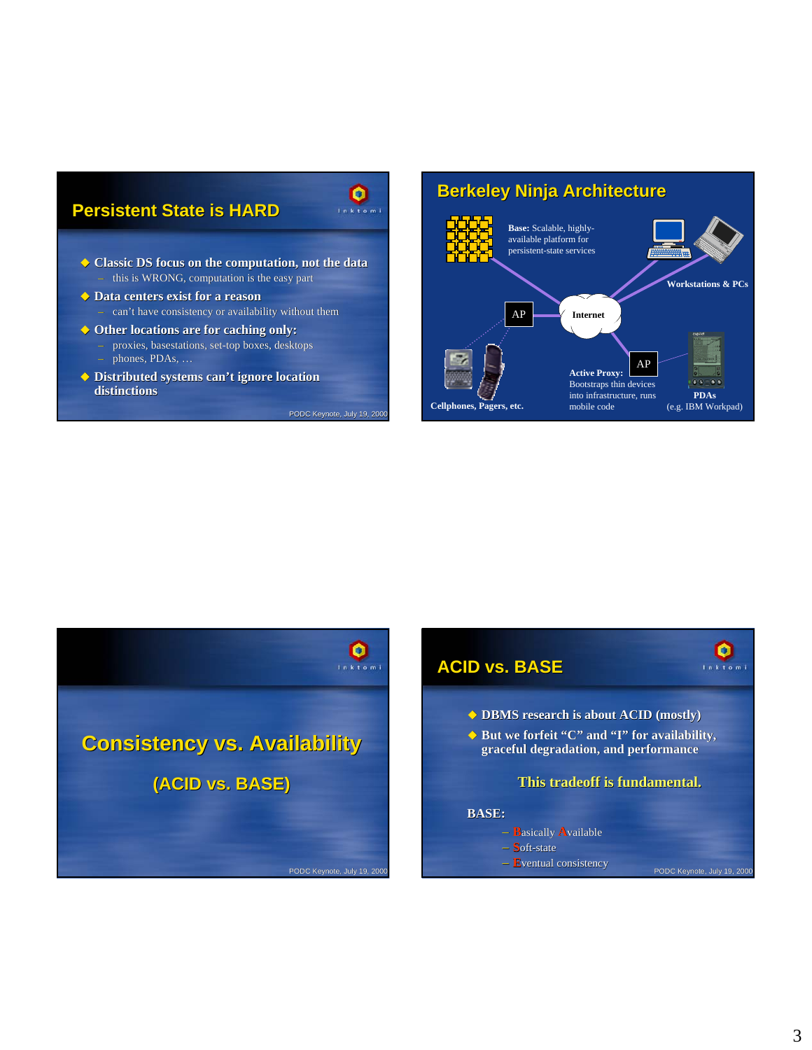## Persistent State is HARD

- Classic DS focus on the computation, not the data
  - this is WRONG, computation is the easy part
- Data centers exist for a reason
  - can't have consistency or availability without them
- Other locations are for caching only:
  - proxies, basestations, set-top boxes, desktops
  - phones, PDAs, …
- Distributed systems can't ignore location distinctions

## Berkeley Ninja Architecture

**Base:** Scalable, highly-available platform for persistent-state services

**Workstations & PCs**

Internet

AP

AP

**Active Proxy:** Bootstraps thin devices into infrastructure, runs mobile code

**Cellphones, Pagers, etc.**

**PDAs** (e.g. IBM Workpad)

## Consistency vs. Availability

### (ACID vs. BASE)

## ACID vs. BASE

- DBMS research is about ACID (mostly)
- But we forfeit "C" and "I" for availability, graceful degradation, and performance

**This tradeoff is fundamental.**

**BASE:**

- Basically Available
- Soft-state
- Eventual consistency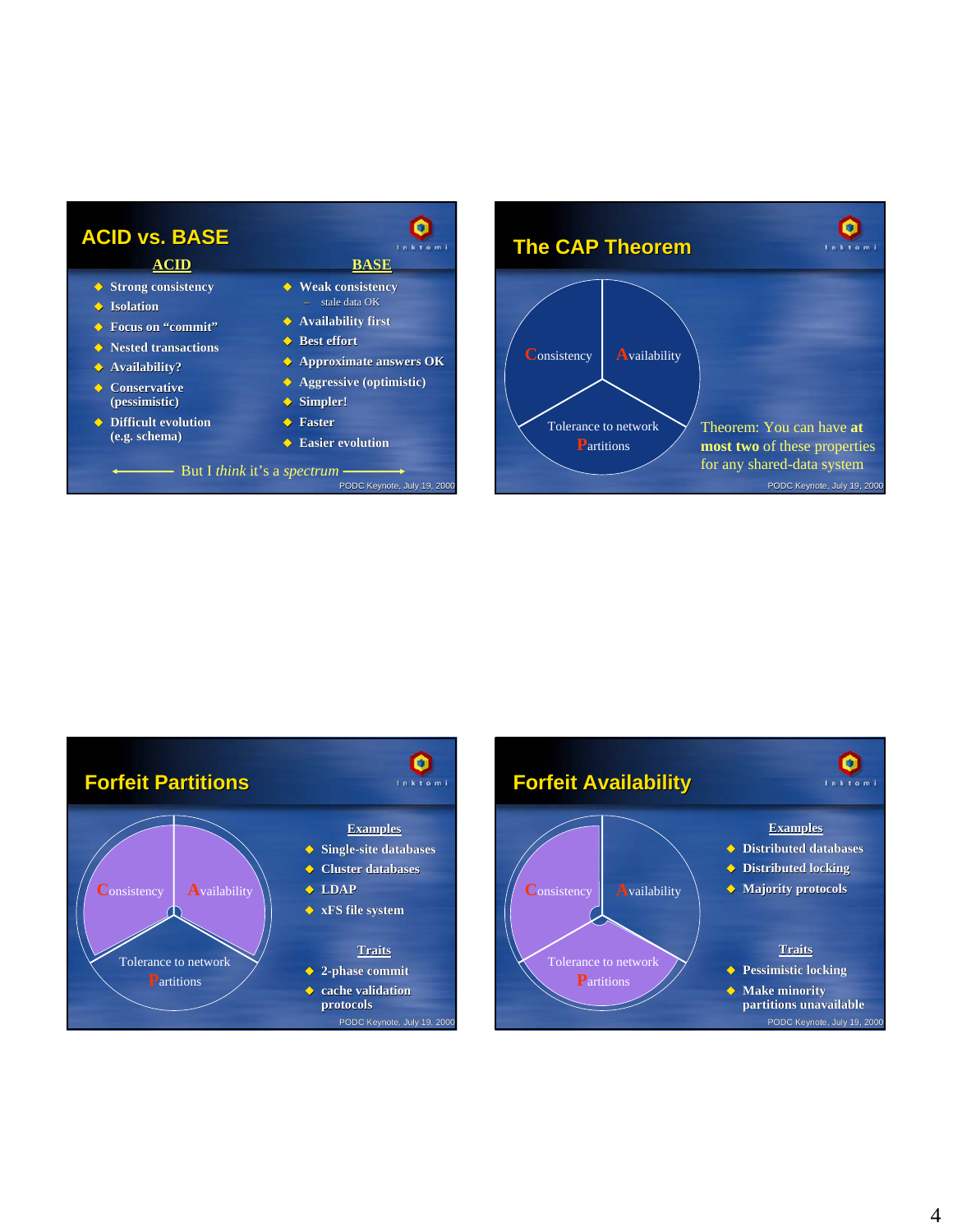## ACID vs. BASE

| ACID | BASE |
|---|---|
| Strong consistency | Weak consistency – stale data OK |
| Isolation | Availability first |
| Focus on "commit" | Best effort |
| Nested transactions | Approximate answers OK |
| Availability? | Aggressive (optimistic) |
| Conservative (pessimistic) | Simpler! |
| Difficult evolution (e.g. schema) | Faster |
| | Easier evolution |

← But I *think* it's a *spectrum* →

PODC Keynote, July 19, 2000

## The CAP Theorem

Consistency | Availability | Tolerance to network Partitions

Theorem: You can have **at most two** of these properties for any shared-data system

PODC Keynote, July 19, 2000

## Forfeit Partitions

Consistency | Availability | Tolerance to network Partitions

**Examples**

- Single-site databases
- Cluster databases
- LDAP
- xFS file system

**Traits**

- 2-phase commit
- cache validation protocols

PODC Keynote, July 19, 2000

## Forfeit Availability

Consistency | Availability | Tolerance to network Partitions

**Examples**

- Distributed databases
- Distributed locking
- Majority protocols

**Traits**

- Pessimistic locking
- Make minority partitions unavailable

PODC Keynote, July 19, 2000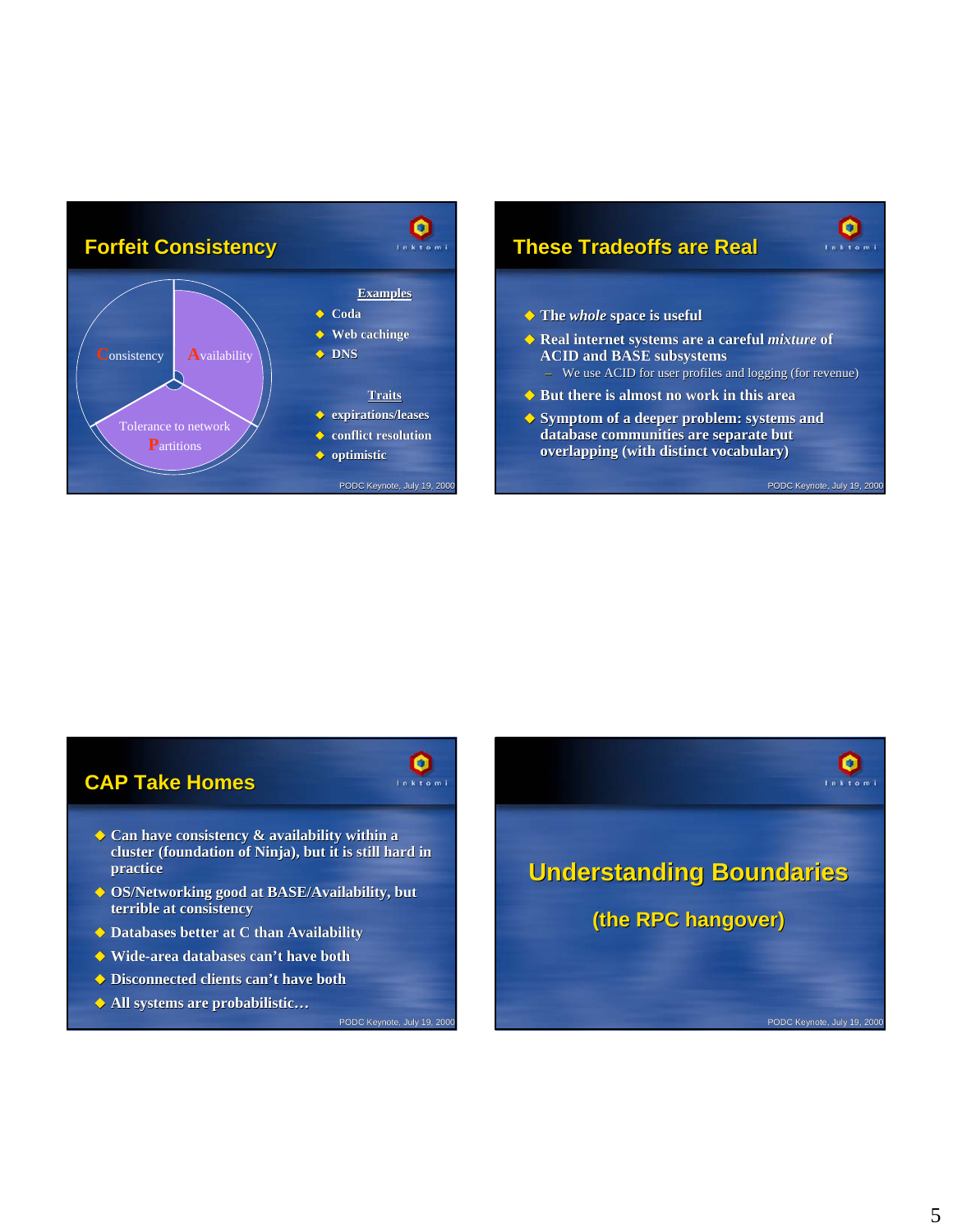## Forfeit Consistency

Consistency | Availability | Tolerance to network Partitions

**Examples**

- Coda
- Web caching
- DNS

**Traits**

- expirations/leases
- conflict resolution
- optimistic

PODC Keynote, July 19, 2000

## These Tradeoffs are Real

- The *whole* space is useful
- Real internet systems are a careful *mixture* of ACID and BASE subsystems
  - We use ACID for user profiles and logging (for revenue)
- But there is almost no work in this area
- Symptom of a deeper problem: systems and database communities are separate but overlapping (with distinct vocabulary)

PODC Keynote, July 19, 2000

## CAP Take Homes

- Can have consistency & availability within a cluster (foundation of Ninja), but it is still hard in practice
- OS/Networking good at BASE/Availability, but terrible at consistency
- Databases better at C than Availability
- Wide-area databases can't have both
- Disconnected clients can't have both
- All systems are probabilistic…

PODC Keynote, July 19, 2000

## Understanding Boundaries

(the RPC hangover)

PODC Keynote, July 19, 2000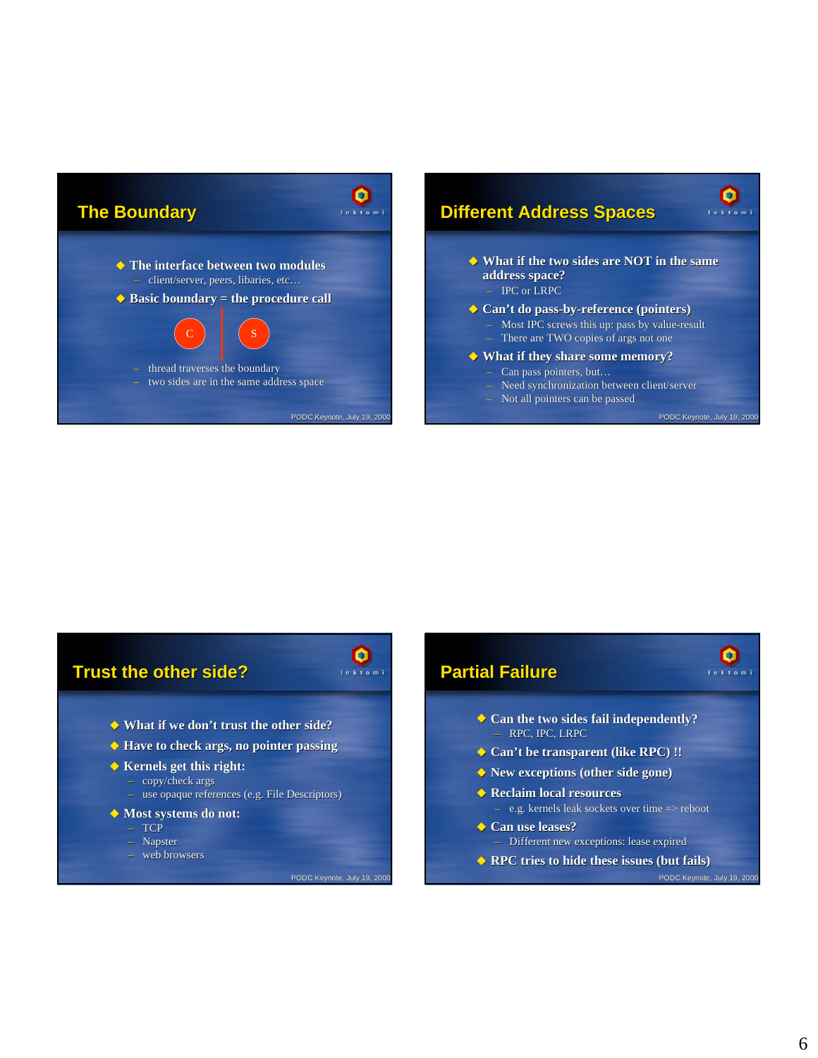## The Boundary

- The interface between two modules
  - client/server, peers, libaries, etc…
- Basic boundary = the procedure call

C | S

  - thread traverses the boundary
  - two sides are in the same address space

## Different Address Spaces

- What if the two sides are NOT in the same address space?
  - IPC or LRPC
- Can't do pass-by-reference (pointers)
  - Most IPC screws this up: pass by value-result
  - There are TWO copies of args not one
- What if they share some memory?
  - Can pass pointers, but…
  - Need synchronization between client/server
  - Not all pointers can be passed

## Trust the other side?

- What if we don't trust the other side?
- Have to check args, no pointer passing
- Kernels get this right:
  - copy/check args
  - use opaque references (e.g. File Descriptors)
- Most systems do not:
  - TCP
  - Napster
  - web browsers

## Partial Failure

- Can the two sides fail independently?
  - RPC, IPC, LRPC
- Can't be transparent (like RPC) !!
- New exceptions (other side gone)
- Reclaim local resources
  - e.g. kernels leak sockets over time => reboot
- Can use leases?
  - Different new exceptions: lease expired
- RPC tries to hide these issues (but fails)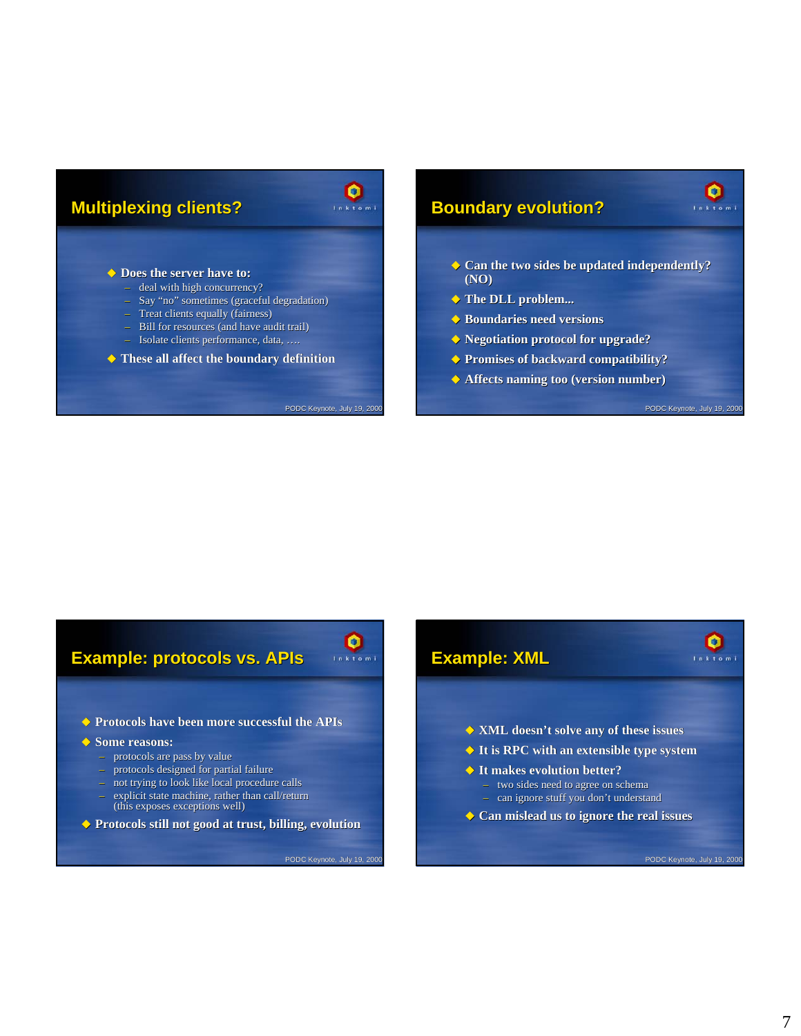## Multiplexing clients?

- Does the server have to:
  - deal with high concurrency?
  - Say "no" sometimes (graceful degradation)
  - Treat clients equally (fairness)
  - Bill for resources (and have audit trail)
  - Isolate clients performance, data, ….
- These all affect the boundary definition

## Boundary evolution?

- Can the two sides be updated independently? (NO)
- The DLL problem...
- Boundaries need versions
- Negotiation protocol for upgrade?
- Promises of backward compatibility?
- Affects naming too (version number)

## Example: protocols vs. APIs

- Protocols have been more successful the APIs
- Some reasons:
  - protocols are pass by value
  - protocols designed for partial failure
  - not trying to look like local procedure calls
  - explicit state machine, rather than call/return (this exposes exceptions well)
- Protocols still not good at trust, billing, evolution

## Example: XML

- XML doesn't solve any of these issues
- It is RPC with an extensible type system
- It makes evolution better?
  - two sides need to agree on schema
  - can ignore stuff you don't understand
- Can mislead us to ignore the real issues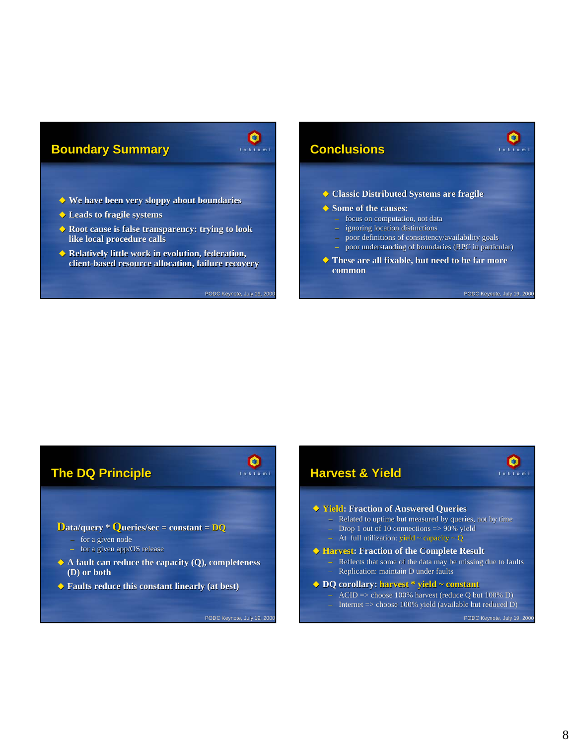## Boundary Summary

- We have been very sloppy about boundaries
- Leads to fragile systems
- Root cause is false transparency: trying to look like local procedure calls
- Relatively little work in evolution, federation, client-based resource allocation, failure recovery

## Conclusions

- Classic Distributed Systems are fragile
- Some of the causes:
  - focus on computation, not data
  - ignoring location distinctions
  - poor definitions of consistency/availability goals
  - poor understanding of boundaries (RPC in particular)
- These are all fixable, but need to be far more common

## The DQ Principle

Data/query * Queries/sec = constant = DQ

- for a given node
- for a given app/OS release

- A fault can reduce the capacity (Q), completeness (D) or both
- Faults reduce this constant linearly (at best)

## Harvest & Yield

- Yield: Fraction of Answered Queries
  - Related to uptime but measured by queries, not by time
  - Drop 1 out of 10 connections => 90% yield
  - At full utilization: yield ~ capacity ~ Q
- Harvest: Fraction of the Complete Result
  - Reflects that some of the data may be missing due to faults
  - Replication: maintain D under faults
- DQ corollary: harvest * yield ~ constant
  - ACID => choose 100% harvest (reduce Q but 100% D)
  - Internet => choose 100% yield (available but reduced D)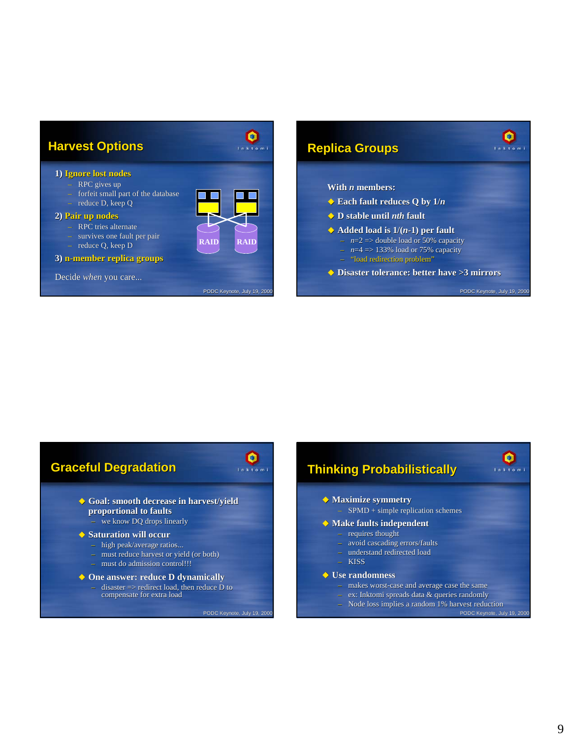## Harvest Options

1) **Ignore lost nodes**
   - RPC gives up
   - forfeit small part of the database
   - reduce D, keep Q

2) **Pair up nodes**
   - RPC tries alternate
   - survives one fault per pair
   - reduce Q, keep D

3) **n-member replica groups**

Decide *when* you care...

## Replica Groups

With *n* members:

- **Each fault reduces Q by 1/*n***
- **D stable until *nth* fault**
- **Added load is 1/(*n*-1) per fault**
  - *n*=2 => double load or 50% capacity
  - *n*=4 => 133% load or 75% capacity
  - "load redirection problem"
- **Disaster tolerance: better have >3 mirrors**

## Graceful Degradation

- **Goal: smooth decrease in harvest/yield proportional to faults**
  - we know DQ drops linearly
- **Saturation will occur**
  - high peak/average ratios...
  - must reduce harvest or yield (or both)
  - must do admission control!!!
- **One answer: reduce D dynamically**
  - disaster => redirect load, then reduce D to compensate for extra load

## Thinking Probabilistically

- **Maximize symmetry**
  - SPMD + simple replication schemes
- **Make faults independent**
  - requires thought
  - avoid cascading errors/faults
  - understand redirected load
  - KISS
- **Use randomness**
  - makes worst-case and average case the same
  - ex: Inktomi spreads data & queries randomly
  - Node loss implies a random 1% harvest reduction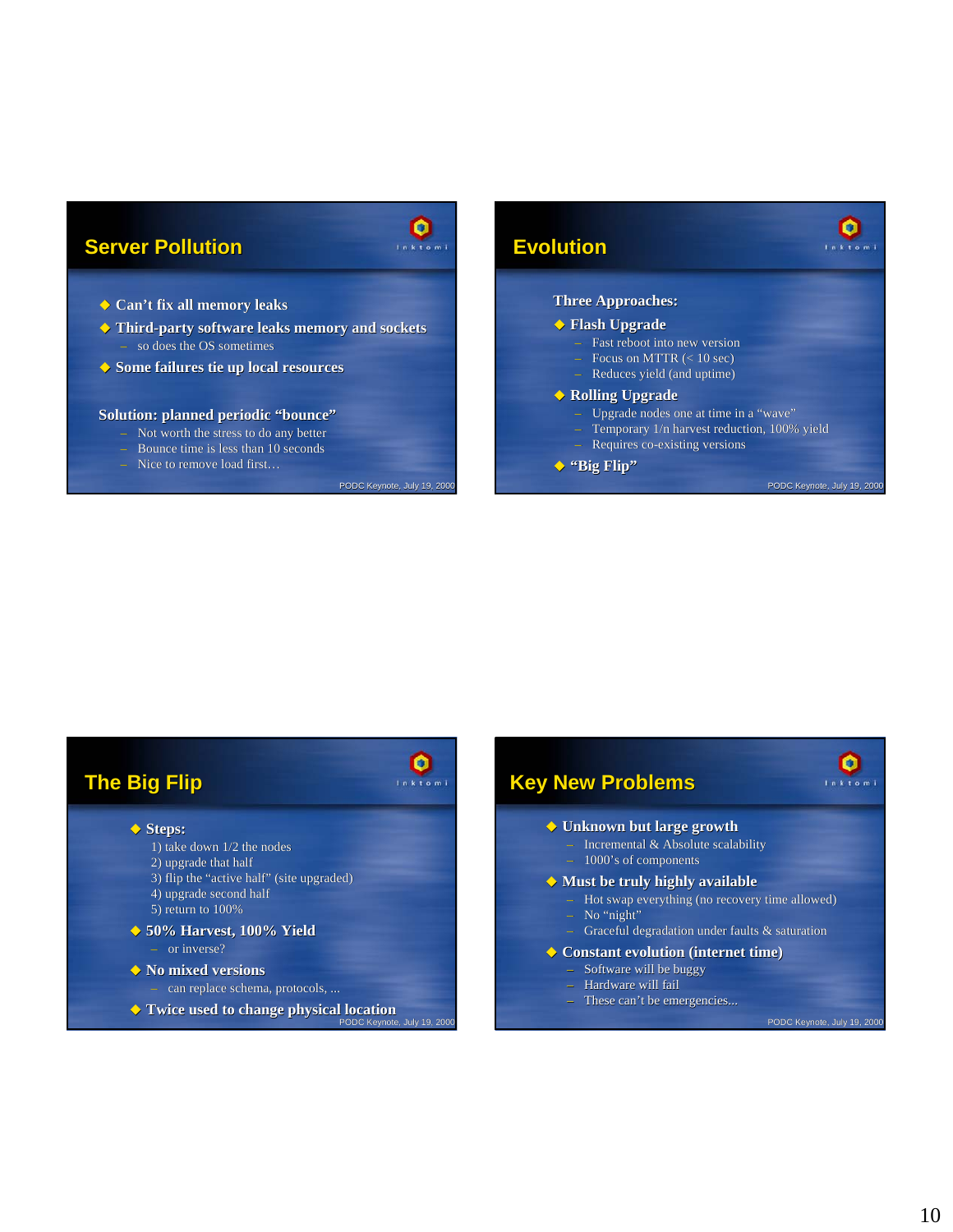## Server Pollution

- Can't fix all memory leaks
- Third-party software leaks memory and sockets
  - so does the OS sometimes
- Some failures tie up local resources

**Solution: planned periodic "bounce"**

- Not worth the stress to do any better
- Bounce time is less than 10 seconds
- Nice to remove load first…

## Evolution

Three Approaches:

- **Flash Upgrade**
  - Fast reboot into new version
  - Focus on MTTR (< 10 sec)
  - Reduces yield (and uptime)
- **Rolling Upgrade**
  - Upgrade nodes one at time in a "wave"
  - Temporary 1/n harvest reduction, 100% yield
  - Requires co-existing versions
- **"Big Flip"**

## The Big Flip

- **Steps:**
  1) take down 1/2 the nodes
  2) upgrade that half
  3) flip the "active half" (site upgraded)
  4) upgrade second half
  5) return to 100%
- **50% Harvest, 100% Yield**
  - or inverse?
- **No mixed versions**
  - can replace schema, protocols, ...
- **Twice used to change physical location**

## Key New Problems

- **Unknown but large growth**
  - Incremental & Absolute scalability
  - 1000's of components
- **Must be truly highly available**
  - Hot swap everything (no recovery time allowed)
  - No "night"
  - Graceful degradation under faults & saturation
- **Constant evolution (internet time)**
  - Software will be buggy
  - Hardware will fail
  - These can't be emergencies...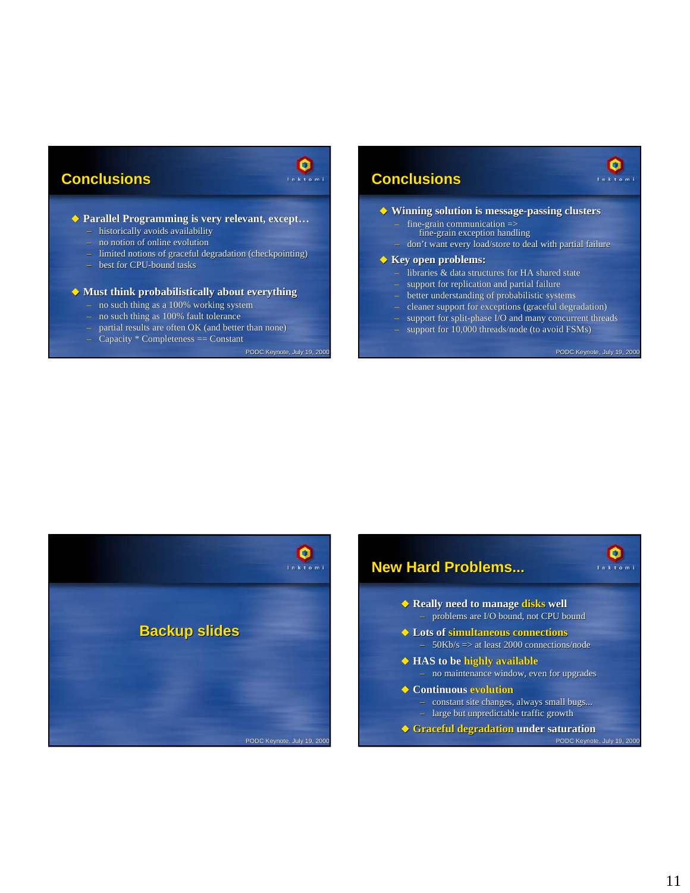## Conclusions

- **Parallel Programming is very relevant, except…**
  - historically avoids availability
  - no notion of online evolution
  - limited notions of graceful degradation (checkpointing)
  - best for CPU-bound tasks
- **Must think probabilistically about everything**
  - no such thing as a 100% working system
  - no such thing as 100% fault tolerance
  - partial results are often OK (and better than none)
  - Capacity * Completeness == Constant

## Conclusions

- **Winning solution is message-passing clusters**
  - fine-grain communication => fine-grain exception handling
  - don't want every load/store to deal with partial failure
- **Key open problems:**
  - libraries & data structures for HA shared state
  - support for replication and partial failure
  - better understanding of probabilistic systems
  - cleaner support for exceptions (graceful degradation)
  - support for split-phase I/O and many concurrent threads
  - support for 10,000 threads/node (to avoid FSMs)

## Backup slides

## New Hard Problems...

- **Really need to manage disks well**
  - problems are I/O bound, not CPU bound
- **Lots of simultaneous connections**
  - 50Kb/s => at least 2000 connections/node
- **HAS to be highly available**
  - no maintenance window, even for upgrades
- **Continuous evolution**
  - constant site changes, always small bugs...
  - large but unpredictable traffic growth
- **Graceful degradation under saturation**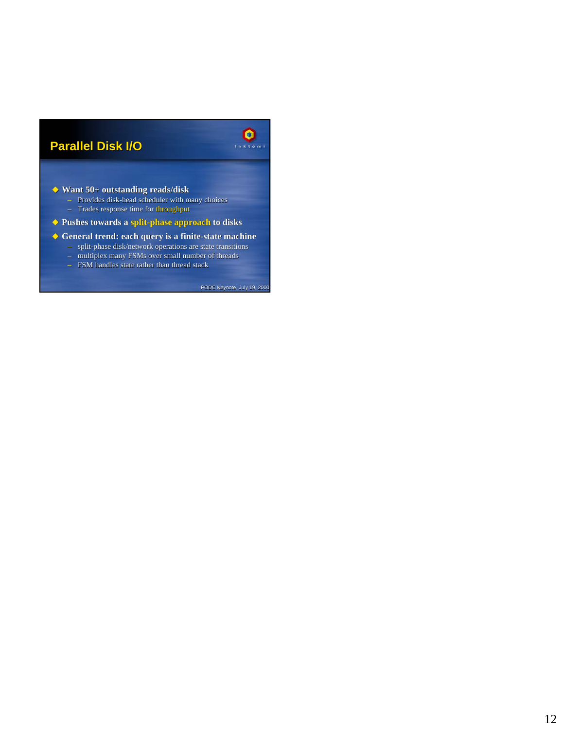## Parallel Disk I/O

- **Want 50+ outstanding reads/disk**
  - Provides disk-head scheduler with many choices
  - Trades response time for throughput
- **Pushes towards a split-phase approach to disks**
- **General trend: each query is a finite-state machine**
  - split-phase disk/network operations are state transitions
  - multiplex many FSMs over small number of threads
  - FSM handles state rather than thread stack

PODC Keynote, July 19, 2000